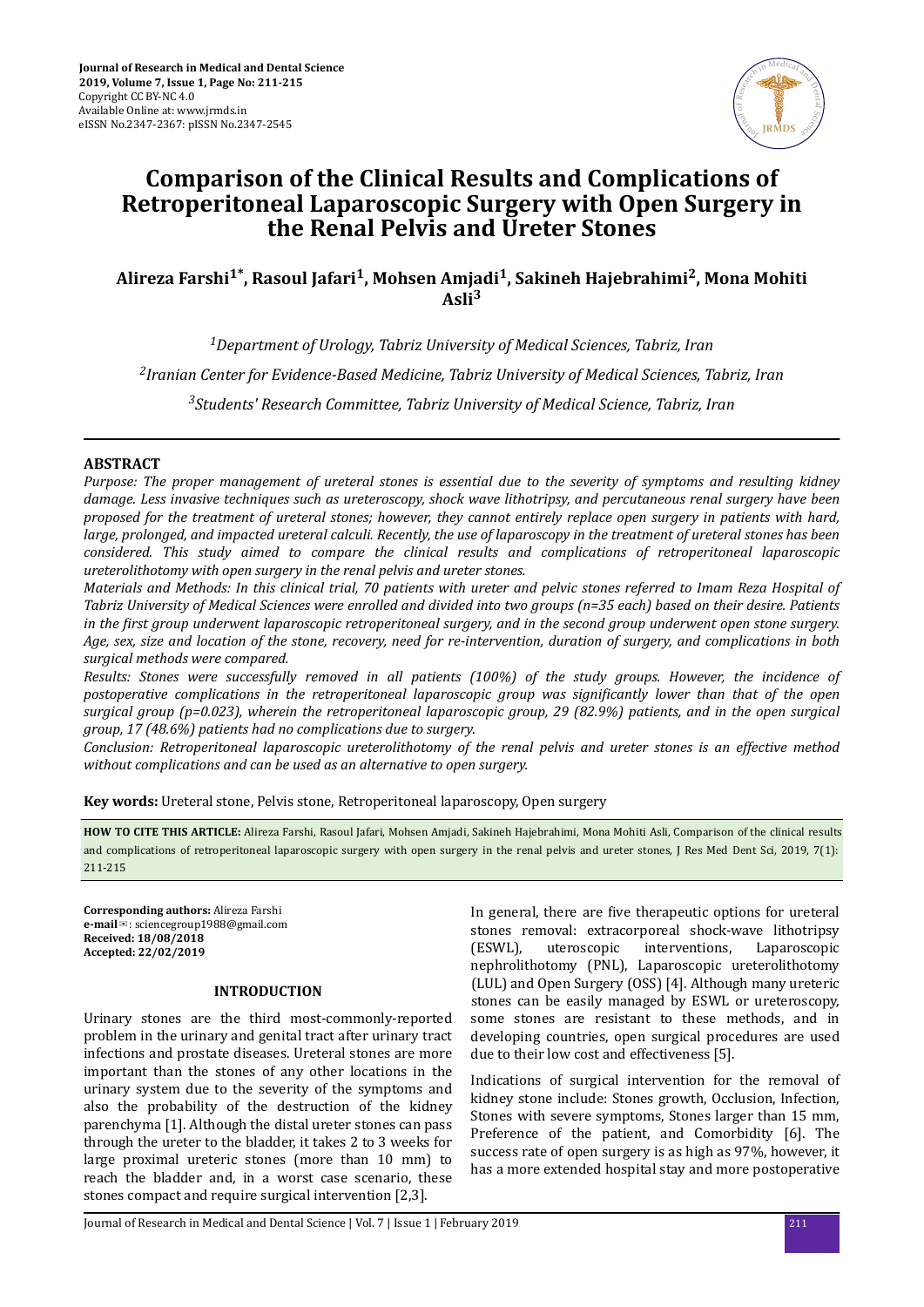Journal of Research in Medical and Dental Science
2019, Volume 7, Issue 1, Page No: 211-215
Copyright CC BY-NC 4.0
Available Online at: www.jrmds.in
eISSN No.2347-2367: pISSN No.2347-2545

# Comparison of the Clinical Results and Complications of Retroperitoneal Laparoscopic Surgery with Open Surgery in the Renal Pelvis and Ureter Stones

**Alireza Farshi[1*], Rasoul Jafari[1], Mohsen Amjadi[1], Sakineh Hajebrahimi[2], Mona Mohiti Asli[3]**

*[1]Department of Urology, Tabriz University of Medical Sciences, Tabriz, Iran*

*[2]Iranian Center for Evidence-Based Medicine, Tabriz University of Medical Sciences, Tabriz, Iran*

*[3]Students' Research Committee, Tabriz University of Medical Science, Tabriz, Iran*

## ABSTRACT

*Purpose: The proper management of ureteral stones is essential due to the severity of symptoms and resulting kidney damage. Less invasive techniques such as ureteroscopy, shock wave lithotripsy, and percutaneous renal surgery have been proposed for the treatment of ureteral stones; however, they cannot entirely replace open surgery in patients with hard, large, prolonged, and impacted ureteral calculi. Recently, the use of laparoscopy in the treatment of ureteral stones has been considered. This study aimed to compare the clinical results and complications of retroperitoneal laparoscopic ureterolithotomy with open surgery in the renal pelvis and ureter stones.*

*Materials and Methods: In this clinical trial, 70 patients with ureter and pelvic stones referred to Imam Reza Hospital of Tabriz University of Medical Sciences were enrolled and divided into two groups (n=35 each) based on their desire. Patients in the first group underwent laparoscopic retroperitoneal surgery, and in the second group underwent open stone surgery. Age, sex, size and location of the stone, recovery, need for re-intervention, duration of surgery, and complications in both surgical methods were compared.*

*Results: Stones were successfully removed in all patients (100%) of the study groups. However, the incidence of postoperative complications in the retroperitoneal laparoscopic group was significantly lower than that of the open surgical group (p=0.023), wherein the retroperitoneal laparoscopic group, 29 (82.9%) patients, and in the open surgical group, 17 (48.6%) patients had no complications due to surgery.*

*Conclusion: Retroperitoneal laparoscopic ureterolithotomy of the renal pelvis and ureter stones is an effective method without complications and can be used as an alternative to open surgery.*

**Key words:** Ureteral stone, Pelvis stone, Retroperitoneal laparoscopy, Open surgery

**HOW TO CITE THIS ARTICLE:** Alireza Farshi, Rasoul Jafari, Mohsen Amjadi, Sakineh Hajebrahimi, Mona Mohiti Asli, Comparison of the clinical results and complications of retroperitoneal laparoscopic surgery with open surgery in the renal pelvis and ureter stones, J Res Med Dent Sci, 2019, 7(1): 211-215

**Corresponding authors:** Alireza Farshi
**e-mail**✉: sciencegroup1988@gmail.com
**Received: 18/08/2018**
**Accepted: 22/02/2019**

## INTRODUCTION

Urinary stones are the third most-commonly-reported problem in the urinary and genital tract after urinary tract infections and prostate diseases. Ureteral stones are more important than the stones of any other locations in the urinary system due to the severity of the symptoms and also the probability of the destruction of the kidney parenchyma [1]. Although the distal ureter stones can pass through the ureter to the bladder, it takes 2 to 3 weeks for large proximal ureteric stones (more than 10 mm) to reach the bladder and, in a worst case scenario, these stones compact and require surgical intervention [2,3].

In general, there are five therapeutic options for ureteral stones removal: extracorporeal shock-wave lithotripsy (ESWL), uteroscopic interventions, Laparoscopic nephrolithotomy (PNL), Laparoscopic ureterolithotomy (LUL) and Open Surgery (OSS) [4]. Although many ureteric stones can be easily managed by ESWL or ureteroscopy, some stones are resistant to these methods, and in developing countries, open surgical procedures are used due to their low cost and effectiveness [5].

Indications of surgical intervention for the removal of kidney stone include: Stones growth, Occlusion, Infection, Stones with severe symptoms, Stones larger than 15 mm, Preference of the patient, and Comorbidity [6]. The success rate of open surgery is as high as 97%, however, it has a more extended hospital stay and more postoperative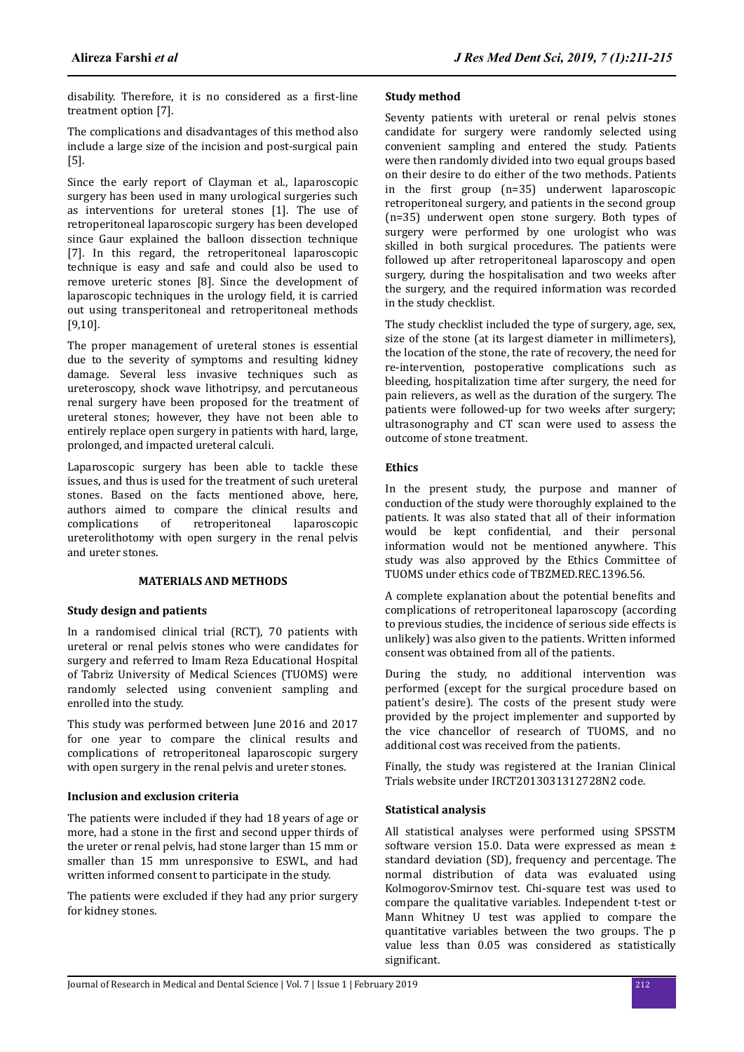disability. Therefore, it is no considered as a first-line treatment option [7].

The complications and disadvantages of this method also include a large size of the incision and post-surgical pain [5].

Since the early report of Clayman et al., laparoscopic surgery has been used in many urological surgeries such as interventions for ureteral stones [1]. The use of retroperitoneal laparoscopic surgery has been developed since Gaur explained the balloon dissection technique [7]. In this regard, the retroperitoneal laparoscopic technique is easy and safe and could also be used to remove ureteric stones [8]. Since the development of laparoscopic techniques in the urology field, it is carried out using transperitoneal and retroperitoneal methods [9,10].

The proper management of ureteral stones is essential due to the severity of symptoms and resulting kidney damage. Several less invasive techniques such as ureteroscopy, shock wave lithotripsy, and percutaneous renal surgery have been proposed for the treatment of ureteral stones; however, they have not been able to entirely replace open surgery in patients with hard, large, prolonged, and impacted ureteral calculi.

Laparoscopic surgery has been able to tackle these issues, and thus is used for the treatment of such ureteral stones. Based on the facts mentioned above, here, authors aimed to compare the clinical results and complications of retroperitoneal laparoscopic ureterolithotomy with open surgery in the renal pelvis and ureter stones.

## MATERIALS AND METHODS

### Study design and patients

In a randomised clinical trial (RCT), 70 patients with ureteral or renal pelvis stones who were candidates for surgery and referred to Imam Reza Educational Hospital of Tabriz University of Medical Sciences (TUOMS) were randomly selected using convenient sampling and enrolled into the study.

This study was performed between June 2016 and 2017 for one year to compare the clinical results and complications of retroperitoneal laparoscopic surgery with open surgery in the renal pelvis and ureter stones.

### Inclusion and exclusion criteria

The patients were included if they had 18 years of age or more, had a stone in the first and second upper thirds of the ureter or renal pelvis, had stone larger than 15 mm or smaller than 15 mm unresponsive to ESWL, and had written informed consent to participate in the study.

The patients were excluded if they had any prior surgery for kidney stones.

### Study method

Seventy patients with ureteral or renal pelvis stones candidate for surgery were randomly selected using convenient sampling and entered the study. Patients were then randomly divided into two equal groups based on their desire to do either of the two methods. Patients in the first group (n=35) underwent laparoscopic retroperitoneal surgery, and patients in the second group (n=35) underwent open stone surgery. Both types of surgery were performed by one urologist who was skilled in both surgical procedures. The patients were followed up after retroperitoneal laparoscopy and open surgery, during the hospitalisation and two weeks after the surgery, and the required information was recorded in the study checklist.

The study checklist included the type of surgery, age, sex, size of the stone (at its largest diameter in millimeters), the location of the stone, the rate of recovery, the need for re-intervention, postoperative complications such as bleeding, hospitalization time after surgery, the need for pain relievers, as well as the duration of the surgery. The patients were followed-up for two weeks after surgery; ultrasonography and CT scan were used to assess the outcome of stone treatment.

### Ethics

In the present study, the purpose and manner of conduction of the study were thoroughly explained to the patients. It was also stated that all of their information would be kept confidential, and their personal information would not be mentioned anywhere. This study was also approved by the Ethics Committee of TUOMS under ethics code of TBZMED.REC.1396.56.

A complete explanation about the potential benefits and complications of retroperitoneal laparoscopy (according to previous studies, the incidence of serious side effects is unlikely) was also given to the patients. Written informed consent was obtained from all of the patients.

During the study, no additional intervention was performed (except for the surgical procedure based on patient's desire). The costs of the present study were provided by the project implementer and supported by the vice chancellor of research of TUOMS, and no additional cost was received from the patients.

Finally, the study was registered at the Iranian Clinical Trials website under IRCT2013031312728N2 code.

### Statistical analysis

All statistical analyses were performed using SPSSTM software version 15.0. Data were expressed as mean ± standard deviation (SD), frequency and percentage. The normal distribution of data was evaluated using Kolmogorov-Smirnov test. Chi-square test was used to compare the qualitative variables. Independent t-test or Mann Whitney U test was applied to compare the quantitative variables between the two groups. The p value less than 0.05 was considered as statistically significant.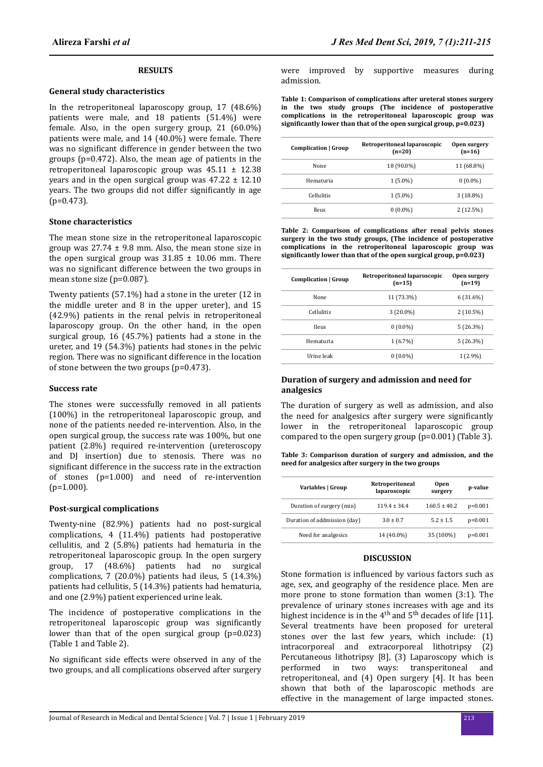## RESULTS

### General study characteristics

In the retroperitoneal laparoscopy group, 17 (48.6%) patients were male, and 18 patients (51.4%) were female. Also, in the open surgery group, 21 (60.0%) patients were male, and 14 (40.0%) were female. There was no significant difference in gender between the two groups (p=0.472). Also, the mean age of patients in the retroperitoneal laparoscopic group was 45.11 ± 12.38 years and in the open surgical group was 47.22 ± 12.10 years. The two groups did not differ significantly in age (p=0.473).

### Stone characteristics

The mean stone size in the retroperitoneal laparoscopic group was 27.74 ± 9.8 mm. Also, the mean stone size in the open surgical group was 31.85 ± 10.06 mm. There was no significant difference between the two groups in mean stone size (p=0.087).

Twenty patients (57.1%) had a stone in the ureter (12 in the middle ureter and 8 in the upper ureter), and 15 (42.9%) patients in the renal pelvis in retroperitoneal laparoscopy group. On the other hand, in the open surgical group, 16 (45.7%) patients had a stone in the ureter, and 19 (54.3%) patients had stones in the pelvic region. There was no significant difference in the location of stone between the two groups (p=0.473).

### Success rate

The stones were successfully removed in all patients (100%) in the retroperitoneal laparoscopic group, and none of the patients needed re-intervention. Also, in the open surgical group, the success rate was 100%, but one patient (2.8%) required re-intervention (ureteroscopy and DJ insertion) due to stenosis. There was no significant difference in the success rate in the extraction of stones (p=1.000) and need of re-intervention (p=1.000).

### Post-surgical complications

Twenty-nine (82.9%) patients had no post-surgical complications, 4 (11.4%) patients had postoperative cellulitis, and 2 (5.8%) patients had hematuria in the retroperitoneal laparoscopic group. In the open surgery group, 17 (48.6%) patients had no surgical complications, 7 (20.0%) patients had ileus, 5 (14.3%) patients had cellulitis, 5 (14.3%) patients had hematuria, and one (2.9%) patient experienced urine leak.

The incidence of postoperative complications in the retroperitoneal laparoscopic group was significantly lower than that of the open surgical group (p=0.023) (Table 1 and Table 2).

No significant side effects were observed in any of the two groups, and all complications observed after surgery were improved by supportive measures during admission.

**Table 1: Comparison of complications after ureteral stones surgery in the two study groups (The incidence of postoperative complications in the retroperitoneal laparoscopic group was significantly lower than that of the open surgical group, p=0.023)**

| Complication \| Group | Retroperitoneal laparoscopic (n=20) | Open surgery (n=16) |
|---|---|---|
| None | 18 (90.0%) | 11 (68.8%) |
| Hematuria | 1 (5.0%) | 0 (0.0%) |
| Cellulitis | 1 (5.0%) | 3 (18.8%) |
| Ileus | 0 (0.0%) | 2 (12.5%) |

**Table 2: Comparison of complications after renal pelvis stones surgery in the two study groups, (The incidence of postoperative complications in the retroperitoneal laparoscopic group was significantly lower than that of the open surgical group, p=0.023)**

| Complication \| Group | Retroperitoneal laparoscopic (n=15) | Open surgery (n=19) |
|---|---|---|
| None | 11 (73.3%) | 6 (31.6%) |
| Cellulitis | 3 (20.0%) | 2 (10.5%) |
| Ileus | 0 (0.0%) | 5 (26.3%) |
| Hematuria | 1 (6.7%) | 5 (26.3%) |
| Urine leak | 0 (0.0%) | 1 (2.9%) |

### Duration of surgery and admission and need for analgesics

The duration of surgery as well as admission, and also the need for analgesics after surgery were significantly lower in the retroperitoneal laparoscopic group compared to the open surgery group (p=0.001) (Table 3).

**Table 3: Comparison duration of surgery and admission, and the need for analgesics after surgery in the two groups**

| Variables \| Group | Retroperitoneal laparoscopic | Open surgery | p-value |
|---|---|---|---|
| Duration of surgery (min) | 119.4 ± 34.4 | 160.5 ± 40.2 | p=0.001 |
| Duration of addmission (day) | 3.0 ± 0.7 | 5.2 ± 1.5 | p=0.001 |
| Need for analgesics | 14 (40.0%) | 35 (100%) | p=0.001 |

## DISCUSSION

Stone formation is influenced by various factors such as age, sex, and geography of the residence place. Men are more prone to stone formation than women (3:1). The prevalence of urinary stones increases with age and its highest incidence is in the 4th and 5th decades of life [11]. Several treatments have been proposed for ureteral stones over the last few years, which include: (1) intracorporeal and extracorporeal lithotripsy (2) Percutaneous lithotripsy [8], (3) Laparoscopy which is performed in two ways: transperitoneal and retroperitoneal, and (4) Open surgery [4]. It has been shown that both of the laparoscopic methods are effective in the management of large impacted stones.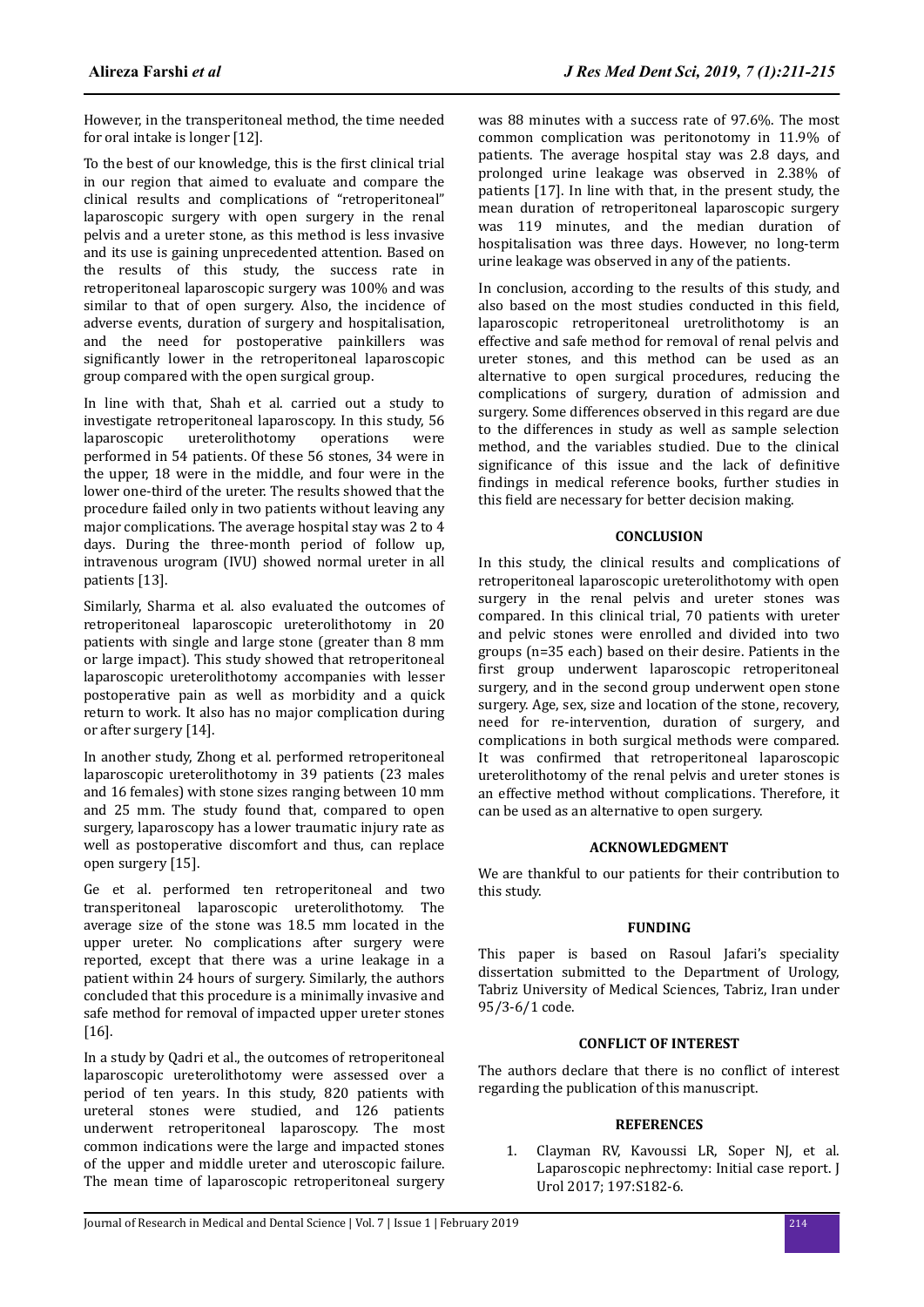However, in the transperitoneal method, the time needed for oral intake is longer [12].

To the best of our knowledge, this is the first clinical trial in our region that aimed to evaluate and compare the clinical results and complications of "retroperitoneal" laparoscopic surgery with open surgery in the renal pelvis and a ureter stone, as this method is less invasive and its use is gaining unprecedented attention. Based on the results of this study, the success rate in retroperitoneal laparoscopic surgery was 100% and was similar to that of open surgery. Also, the incidence of adverse events, duration of surgery and hospitalisation, and the need for postoperative painkillers was significantly lower in the retroperitoneal laparoscopic group compared with the open surgical group.

In line with that, Shah et al. carried out a study to investigate retroperitoneal laparoscopy. In this study, 56 laparoscopic ureterolithotomy operations were performed in 54 patients. Of these 56 stones, 34 were in the upper, 18 were in the middle, and four were in the lower one-third of the ureter. The results showed that the procedure failed only in two patients without leaving any major complications. The average hospital stay was 2 to 4 days. During the three-month period of follow up, intravenous urogram (IVU) showed normal ureter in all patients [13].

Similarly, Sharma et al. also evaluated the outcomes of retroperitoneal laparoscopic ureterolithotomy in 20 patients with single and large stone (greater than 8 mm or large impact). This study showed that retroperitoneal laparoscopic ureterolithotomy accompanies with lesser postoperative pain as well as morbidity and a quick return to work. It also has no major complication during or after surgery [14].

In another study, Zhong et al. performed retroperitoneal laparoscopic ureterolithotomy in 39 patients (23 males and 16 females) with stone sizes ranging between 10 mm and 25 mm. The study found that, compared to open surgery, laparoscopy has a lower traumatic injury rate as well as postoperative discomfort and thus, can replace open surgery [15].

Ge et al. performed ten retroperitoneal and two transperitoneal laparoscopic ureterolithotomy. The average size of the stone was 18.5 mm located in the upper ureter. No complications after surgery were reported, except that there was a urine leakage in a patient within 24 hours of surgery. Similarly, the authors concluded that this procedure is a minimally invasive and safe method for removal of impacted upper ureter stones [16].

In a study by Qadri et al., the outcomes of retroperitoneal laparoscopic ureterolithotomy were assessed over a period of ten years. In this study, 820 patients with ureteral stones were studied, and 126 patients underwent retroperitoneal laparoscopy. The most common indications were the large and impacted stones of the upper and middle ureter and uteroscopic failure. The mean time of laparoscopic retroperitoneal surgery was 88 minutes with a success rate of 97.6%. The most common complication was peritonotomy in 11.9% of patients. The average hospital stay was 2.8 days, and prolonged urine leakage was observed in 2.38% of patients [17]. In line with that, in the present study, the mean duration of retroperitoneal laparoscopic surgery was 119 minutes, and the median duration of hospitalisation was three days. However, no long-term urine leakage was observed in any of the patients.

In conclusion, according to the results of this study, and also based on the most studies conducted in this field, laparoscopic retroperitoneal uretrolithotomy is an effective and safe method for removal of renal pelvis and ureter stones, and this method can be used as an alternative to open surgical procedures, reducing the complications of surgery, duration of admission and surgery. Some differences observed in this regard are due to the differences in study as well as sample selection method, and the variables studied. Due to the clinical significance of this issue and the lack of definitive findings in medical reference books, further studies in this field are necessary for better decision making.

## CONCLUSION

In this study, the clinical results and complications of retroperitoneal laparoscopic ureterolithotomy with open surgery in the renal pelvis and ureter stones was compared. In this clinical trial, 70 patients with ureter and pelvic stones were enrolled and divided into two groups (n=35 each) based on their desire. Patients in the first group underwent laparoscopic retroperitoneal surgery, and in the second group underwent open stone surgery. Age, sex, size and location of the stone, recovery, need for re-intervention, duration of surgery, and complications in both surgical methods were compared. It was confirmed that retroperitoneal laparoscopic ureterolithotomy of the renal pelvis and ureter stones is an effective method without complications. Therefore, it can be used as an alternative to open surgery.

## ACKNOWLEDGMENT

We are thankful to our patients for their contribution to this study.

## FUNDING

This paper is based on Rasoul Jafari's speciality dissertation submitted to the Department of Urology, Tabriz University of Medical Sciences, Tabriz, Iran under 95/3-6/1 code.

## CONFLICT OF INTEREST

The authors declare that there is no conflict of interest regarding the publication of this manuscript.

## REFERENCES

1. Clayman RV, Kavoussi LR, Soper NJ, et al. Laparoscopic nephrectomy: Initial case report. J Urol 2017; 197:S182-6.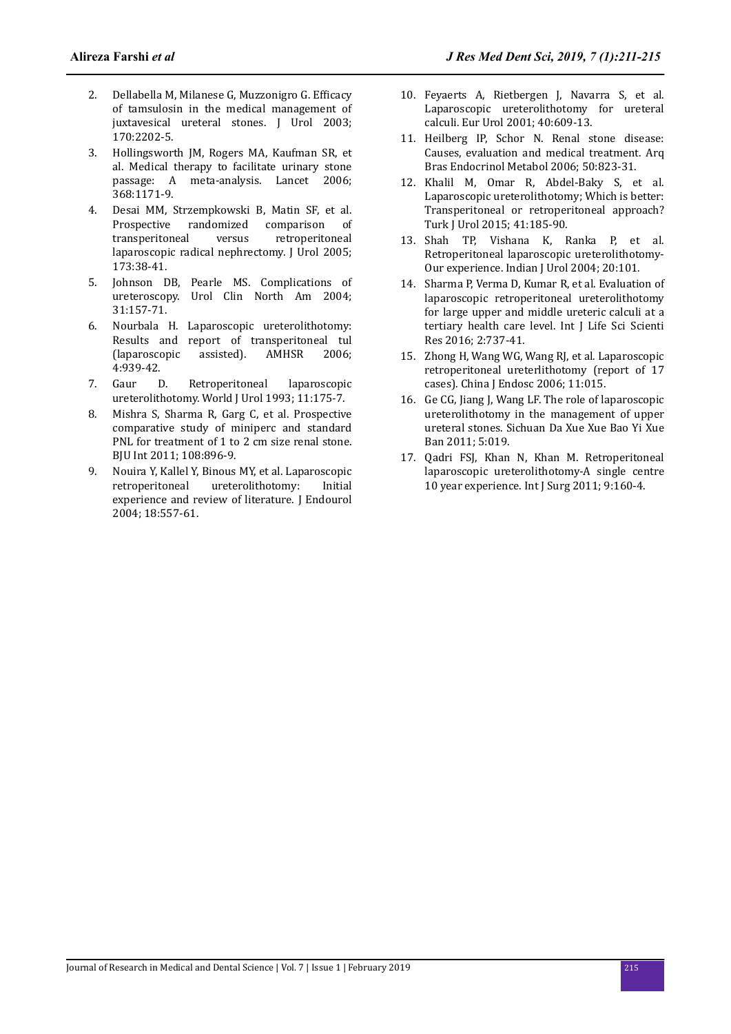2. Dellabella M, Milanese G, Muzzonigro G. Efficacy of tamsulosin in the medical management of juxtavesical ureteral stones. J Urol 2003; 170:2202-5.
3. Hollingsworth JM, Rogers MA, Kaufman SR, et al. Medical therapy to facilitate urinary stone passage: A meta-analysis. Lancet 2006; 368:1171-9.
4. Desai MM, Strzempkowski B, Matin SF, et al. Prospective randomized comparison of transperitoneal versus retroperitoneal laparoscopic radical nephrectomy. J Urol 2005; 173:38-41.
5. Johnson DB, Pearle MS. Complications of ureteroscopy. Urol Clin North Am 2004; 31:157-71.
6. Nourbala H. Laparoscopic ureterolithotomy: Results and report of transperitoneal tul (laparoscopic assisted). AMHSR 2006; 4:939-42.
7. Gaur D. Retroperitoneal laparoscopic ureterolithotomy. World J Urol 1993; 11:175-7.
8. Mishra S, Sharma R, Garg C, et al. Prospective comparative study of miniperc and standard PNL for treatment of 1 to 2 cm size renal stone. BJU Int 2011; 108:896-9.
9. Nouira Y, Kallel Y, Binous MY, et al. Laparoscopic retroperitoneal ureterolithotomy: Initial experience and review of literature. J Endourol 2004; 18:557-61.
10. Feyaerts A, Rietbergen J, Navarra S, et al. Laparoscopic ureterolithotomy for ureteral calculi. Eur Urol 2001; 40:609-13.
11. Heilberg IP, Schor N. Renal stone disease: Causes, evaluation and medical treatment. Arq Bras Endocrinol Metabol 2006; 50:823-31.
12. Khalil M, Omar R, Abdel-Baky S, et al. Laparoscopic ureterolithotomy; Which is better: Transperitoneal or retroperitoneal approach? Turk J Urol 2015; 41:185-90.
13. Shah TP, Vishana K, Ranka P, et al. Retroperitoneal laparoscopic ureterolithotomy-Our experience. Indian J Urol 2004; 20:101.
14. Sharma P, Verma D, Kumar R, et al. Evaluation of laparoscopic retroperitoneal ureterolithotomy for large upper and middle ureteric calculi at a tertiary health care level. Int J Life Sci Scienti Res 2016; 2:737-41.
15. Zhong H, Wang WG, Wang RJ, et al. Laparoscopic retroperitoneal ureterlithotomy (report of 17 cases). China J Endosc 2006; 11:015.
16. Ge CG, Jiang J, Wang LF. The role of laparoscopic ureterolithotomy in the management of upper ureteral stones. Sichuan Da Xue Xue Bao Yi Xue Ban 2011; 5:019.
17. Qadri FSJ, Khan N, Khan M. Retroperitoneal laparoscopic ureterolithotomy-A single centre 10 year experience. Int J Surg 2011; 9:160-4.